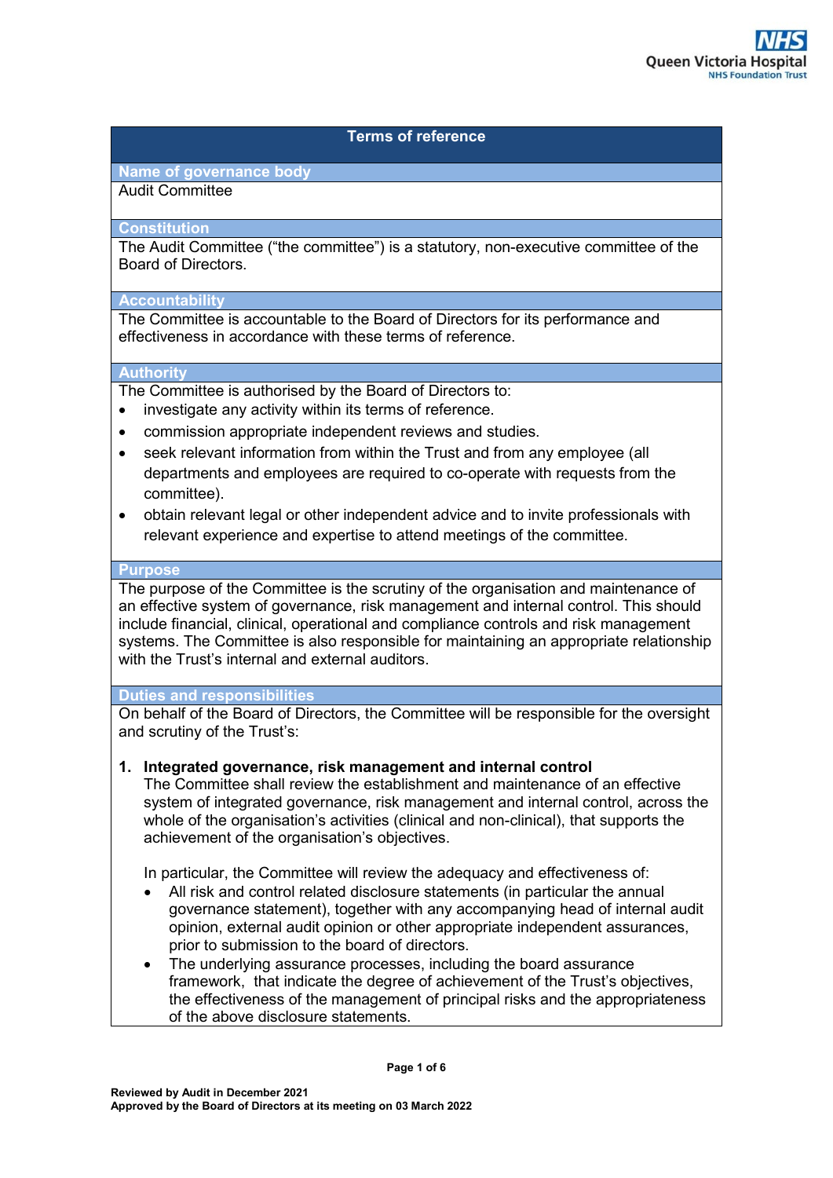# Terms of reference

## Name of governance body

Audit Committee

## Constitution

The Audit Committee ("the committee") is a statutory, non-executive committee of the Board of Directors.

## Accountability

The Committee is accountable to the Board of Directors for its performance and effectiveness in accordance with these terms of reference.

## Authority

The Committee is authorised by the Board of Directors to:

- investigate any activity within its terms of reference.
- commission appropriate independent reviews and studies.
- seek relevant information from within the Trust and from any employee (all departments and employees are required to co-operate with requests from the committee).
- obtain relevant legal or other independent advice and to invite professionals with relevant experience and expertise to attend meetings of the committee.

## Purpose

The purpose of the Committee is the scrutiny of the organisation and maintenance of an effective system of governance, risk management and internal control. This should include financial, clinical, operational and compliance controls and risk management systems. The Committee is also responsible for maintaining an appropriate relationship with the Trust's internal and external auditors.

## Duties and responsibilities

On behalf of the Board of Directors, the Committee will be responsible for the oversight and scrutiny of the Trust's:

1. **Integrated governance, risk management and internal control**

   The Committee shall review the establishment and maintenance of an effective system of integrated governance, risk management and internal control, across the whole of the organisation's activities (clinical and non-clinical), that supports the achievement of the organisation's objectives.

   In particular, the Committee will review the adequacy and effectiveness of:

   - All risk and control related disclosure statements (in particular the annual governance statement), together with any accompanying head of internal audit opinion, external audit opinion or other appropriate independent assurances, prior to submission to the board of directors.
   - The underlying assurance processes, including the board assurance framework, that indicate the degree of achievement of the Trust's objectives, the effectiveness of the management of principal risks and the appropriateness of the above disclosure statements.

Reviewed by Audit in December 2021
Approved by the Board of Directors at its meeting on 03 March 2022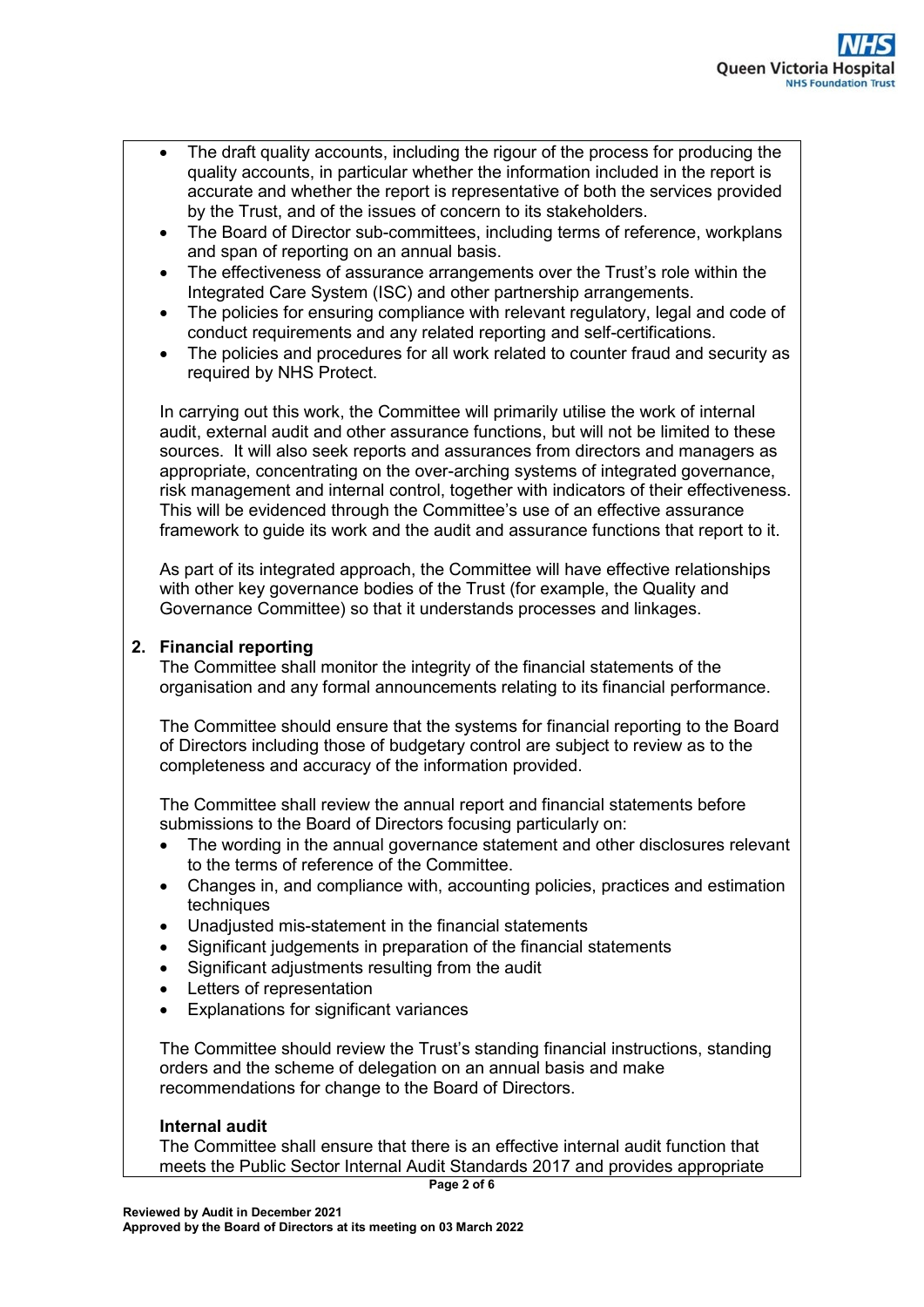- The draft quality accounts, including the rigour of the process for producing the quality accounts, in particular whether the information included in the report is accurate and whether the report is representative of both the services provided by the Trust, and of the issues of concern to its stakeholders.
- The Board of Director sub-committees, including terms of reference, workplans and span of reporting on an annual basis.
- The effectiveness of assurance arrangements over the Trust's role within the Integrated Care System (ISC) and other partnership arrangements.
- The policies for ensuring compliance with relevant regulatory, legal and code of conduct requirements and any related reporting and self-certifications.
- The policies and procedures for all work related to counter fraud and security as required by NHS Protect.

In carrying out this work, the Committee will primarily utilise the work of internal audit, external audit and other assurance functions, but will not be limited to these sources. It will also seek reports and assurances from directors and managers as appropriate, concentrating on the over-arching systems of integrated governance, risk management and internal control, together with indicators of their effectiveness. This will be evidenced through the Committee's use of an effective assurance framework to guide its work and the audit and assurance functions that report to it.

As part of its integrated approach, the Committee will have effective relationships with other key governance bodies of the Trust (for example, the Quality and Governance Committee) so that it understands processes and linkages.

**2. Financial reporting**

The Committee shall monitor the integrity of the financial statements of the organisation and any formal announcements relating to its financial performance.

The Committee should ensure that the systems for financial reporting to the Board of Directors including those of budgetary control are subject to review as to the completeness and accuracy of the information provided.

The Committee shall review the annual report and financial statements before submissions to the Board of Directors focusing particularly on:

- The wording in the annual governance statement and other disclosures relevant to the terms of reference of the Committee.
- Changes in, and compliance with, accounting policies, practices and estimation techniques
- Unadjusted mis-statement in the financial statements
- Significant judgements in preparation of the financial statements
- Significant adjustments resulting from the audit
- Letters of representation
- Explanations for significant variances

The Committee should review the Trust's standing financial instructions, standing orders and the scheme of delegation on an annual basis and make recommendations for change to the Board of Directors.

**Internal audit**

The Committee shall ensure that there is an effective internal audit function that meets the Public Sector Internal Audit Standards 2017 and provides appropriate

Reviewed by Audit in December 2021
Approved by the Board of Directors at its meeting on 03 March 2022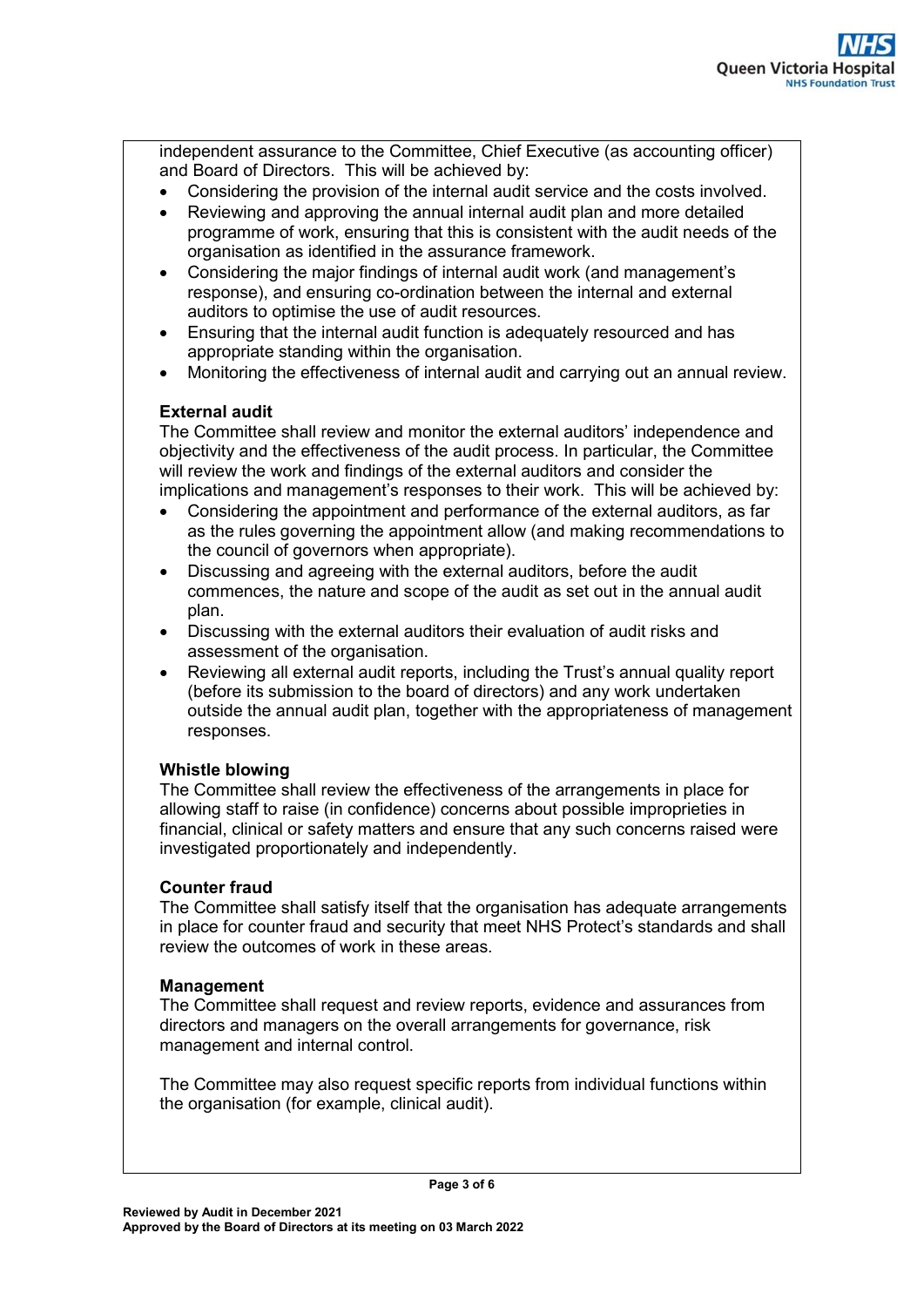independent assurance to the Committee, Chief Executive (as accounting officer) and Board of Directors. This will be achieved by:

- Considering the provision of the internal audit service and the costs involved.
- Reviewing and approving the annual internal audit plan and more detailed programme of work, ensuring that this is consistent with the audit needs of the organisation as identified in the assurance framework.
- Considering the major findings of internal audit work (and management's response), and ensuring co-ordination between the internal and external auditors to optimise the use of audit resources.
- Ensuring that the internal audit function is adequately resourced and has appropriate standing within the organisation.
- Monitoring the effectiveness of internal audit and carrying out an annual review.

**External audit**

The Committee shall review and monitor the external auditors' independence and objectivity and the effectiveness of the audit process. In particular, the Committee will review the work and findings of the external auditors and consider the implications and management's responses to their work. This will be achieved by:

- Considering the appointment and performance of the external auditors, as far as the rules governing the appointment allow (and making recommendations to the council of governors when appropriate).
- Discussing and agreeing with the external auditors, before the audit commences, the nature and scope of the audit as set out in the annual audit plan.
- Discussing with the external auditors their evaluation of audit risks and assessment of the organisation.
- Reviewing all external audit reports, including the Trust's annual quality report (before its submission to the board of directors) and any work undertaken outside the annual audit plan, together with the appropriateness of management responses.

**Whistle blowing**

The Committee shall review the effectiveness of the arrangements in place for allowing staff to raise (in confidence) concerns about possible improprieties in financial, clinical or safety matters and ensure that any such concerns raised were investigated proportionately and independently.

**Counter fraud**

The Committee shall satisfy itself that the organisation has adequate arrangements in place for counter fraud and security that meet NHS Protect's standards and shall review the outcomes of work in these areas.

**Management**

The Committee shall request and review reports, evidence and assurances from directors and managers on the overall arrangements for governance, risk management and internal control.

The Committee may also request specific reports from individual functions within the organisation (for example, clinical audit).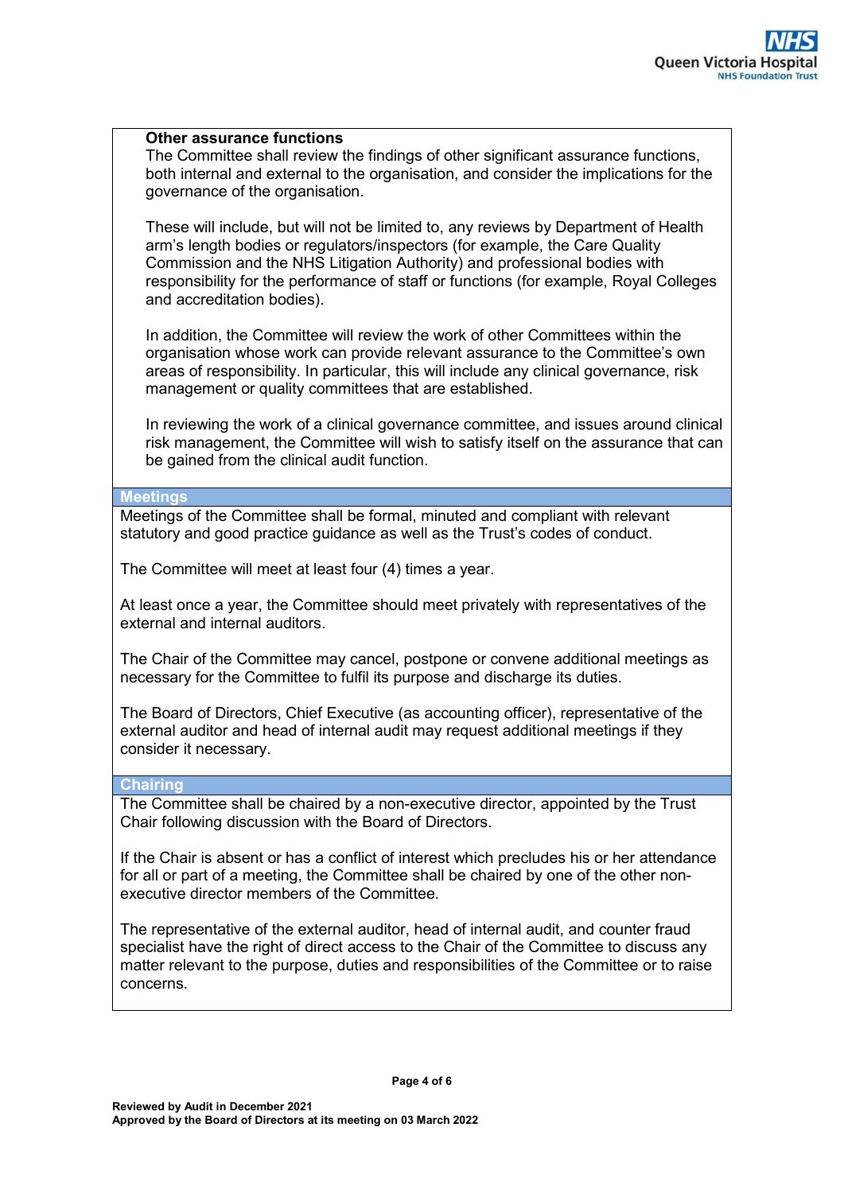**Other assurance functions**

The Committee shall review the findings of other significant assurance functions, both internal and external to the organisation, and consider the implications for the governance of the organisation.

These will include, but will not be limited to, any reviews by Department of Health arm's length bodies or regulators/inspectors (for example, the Care Quality Commission and the NHS Litigation Authority) and professional bodies with responsibility for the performance of staff or functions (for example, Royal Colleges and accreditation bodies).

In addition, the Committee will review the work of other Committees within the organisation whose work can provide relevant assurance to the Committee's own areas of responsibility. In particular, this will include any clinical governance, risk management or quality committees that are established.

In reviewing the work of a clinical governance committee, and issues around clinical risk management, the Committee will wish to satisfy itself on the assurance that can be gained from the clinical audit function.

## Meetings

Meetings of the Committee shall be formal, minuted and compliant with relevant statutory and good practice guidance as well as the Trust's codes of conduct.

The Committee will meet at least four (4) times a year.

At least once a year, the Committee should meet privately with representatives of the external and internal auditors.

The Chair of the Committee may cancel, postpone or convene additional meetings as necessary for the Committee to fulfil its purpose and discharge its duties.

The Board of Directors, Chief Executive (as accounting officer), representative of the external auditor and head of internal audit may request additional meetings if they consider it necessary.

## Chairing

The Committee shall be chaired by a non-executive director, appointed by the Trust Chair following discussion with the Board of Directors.

If the Chair is absent or has a conflict of interest which precludes his or her attendance for all or part of a meeting, the Committee shall be chaired by one of the other non-executive director members of the Committee.

The representative of the external auditor, head of internal audit, and counter fraud specialist have the right of direct access to the Chair of the Committee to discuss any matter relevant to the purpose, duties and responsibilities of the Committee or to raise concerns.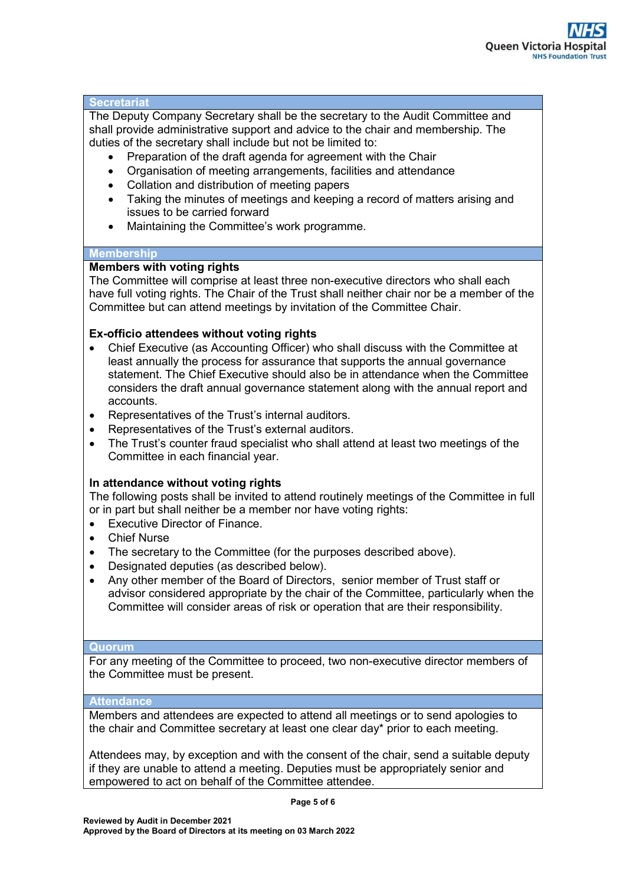## Secretariat

The Deputy Company Secretary shall be the secretary to the Audit Committee and shall provide administrative support and advice to the chair and membership. The duties of the secretary shall include but not be limited to:

- Preparation of the draft agenda for agreement with the Chair
- Organisation of meeting arrangements, facilities and attendance
- Collation and distribution of meeting papers
- Taking the minutes of meetings and keeping a record of matters arising and issues to be carried forward
- Maintaining the Committee's work programme.

## Membership

**Members with voting rights**

The Committee will comprise at least three non-executive directors who shall each have full voting rights. The Chair of the Trust shall neither chair nor be a member of the Committee but can attend meetings by invitation of the Committee Chair.

**Ex-officio attendees without voting rights**

- Chief Executive (as Accounting Officer) who shall discuss with the Committee at least annually the process for assurance that supports the annual governance statement. The Chief Executive should also be in attendance when the Committee considers the draft annual governance statement along with the annual report and accounts.
- Representatives of the Trust's internal auditors.
- Representatives of the Trust's external auditors.
- The Trust's counter fraud specialist who shall attend at least two meetings of the Committee in each financial year.

**In attendance without voting rights**

The following posts shall be invited to attend routinely meetings of the Committee in full or in part but shall neither be a member nor have voting rights:

- Executive Director of Finance.
- Chief Nurse
- The secretary to the Committee (for the purposes described above).
- Designated deputies (as described below).
- Any other member of the Board of Directors, senior member of Trust staff or advisor considered appropriate by the chair of the Committee, particularly when the Committee will consider areas of risk or operation that are their responsibility.

## Quorum

For any meeting of the Committee to proceed, two non-executive director members of the Committee must be present.

## Attendance

Members and attendees are expected to attend all meetings or to send apologies to the chair and Committee secretary at least one clear day* prior to each meeting.

Attendees may, by exception and with the consent of the chair, send a suitable deputy if they are unable to attend a meeting. Deputies must be appropriately senior and empowered to act on behalf of the Committee attendee.

**Reviewed by Audit in December 2021**
**Approved by the Board of Directors at its meeting on 03 March 2022**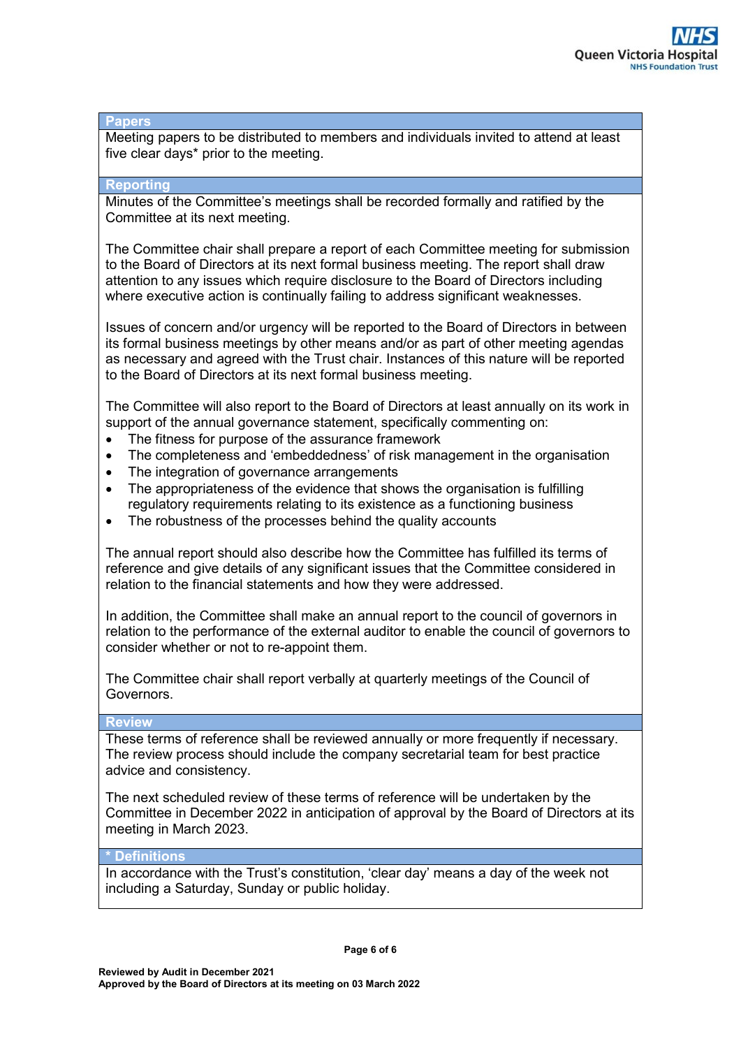## Papers

Meeting papers to be distributed to members and individuals invited to attend at least five clear days* prior to the meeting.

## Reporting

Minutes of the Committee's meetings shall be recorded formally and ratified by the Committee at its next meeting.

The Committee chair shall prepare a report of each Committee meeting for submission to the Board of Directors at its next formal business meeting. The report shall draw attention to any issues which require disclosure to the Board of Directors including where executive action is continually failing to address significant weaknesses.

Issues of concern and/or urgency will be reported to the Board of Directors in between its formal business meetings by other means and/or as part of other meeting agendas as necessary and agreed with the Trust chair. Instances of this nature will be reported to the Board of Directors at its next formal business meeting.

The Committee will also report to the Board of Directors at least annually on its work in support of the annual governance statement, specifically commenting on:

- The fitness for purpose of the assurance framework
- The completeness and 'embeddedness' of risk management in the organisation
- The integration of governance arrangements
- The appropriateness of the evidence that shows the organisation is fulfilling regulatory requirements relating to its existence as a functioning business
- The robustness of the processes behind the quality accounts

The annual report should also describe how the Committee has fulfilled its terms of reference and give details of any significant issues that the Committee considered in relation to the financial statements and how they were addressed.

In addition, the Committee shall make an annual report to the council of governors in relation to the performance of the external auditor to enable the council of governors to consider whether or not to re-appoint them.

The Committee chair shall report verbally at quarterly meetings of the Council of Governors.

## Review

These terms of reference shall be reviewed annually or more frequently if necessary. The review process should include the company secretarial team for best practice advice and consistency.

The next scheduled review of these terms of reference will be undertaken by the Committee in December 2022 in anticipation of approval by the Board of Directors at its meeting in March 2023.

## * Definitions

In accordance with the Trust's constitution, 'clear day' means a day of the week not including a Saturday, Sunday or public holiday.

**Reviewed by Audit in December 2021**
**Approved by the Board of Directors at its meeting on 03 March 2022**